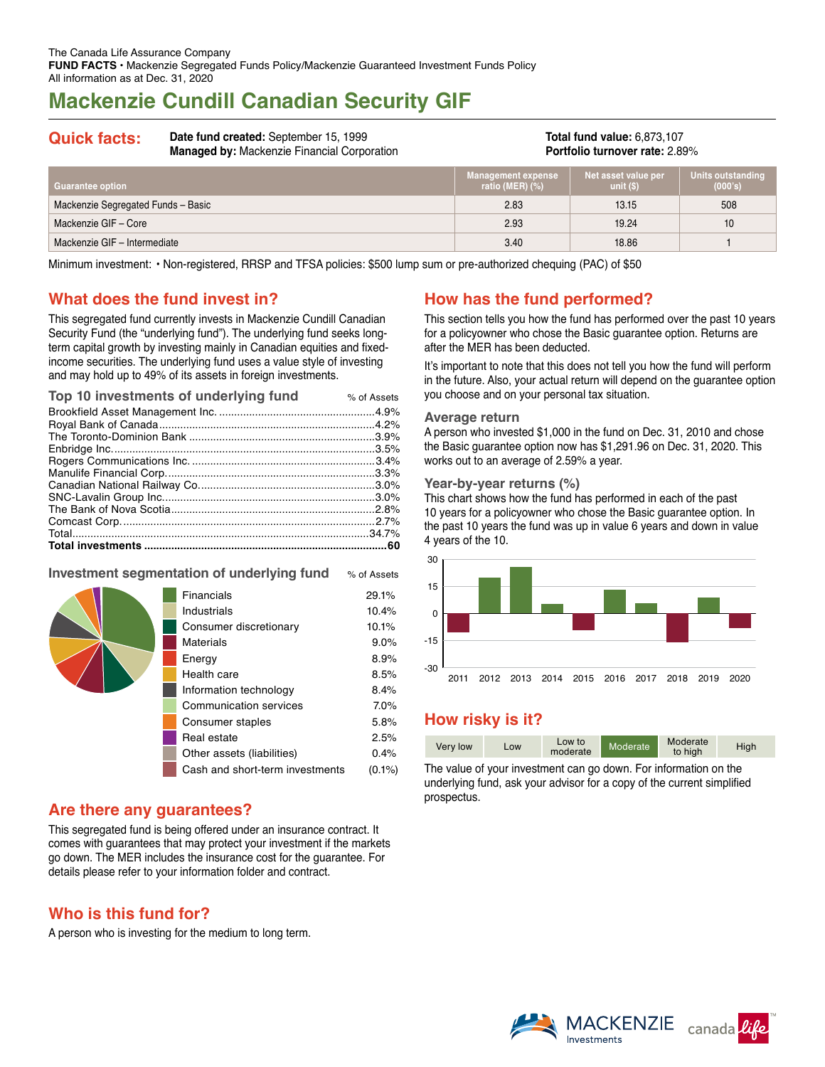The Canada Life Assurance Company
**FUND FACTS** • Mackenzie Segregated Funds Policy/Mackenzie Guaranteed Investment Funds Policy
All information as at Dec. 31, 2020

# Mackenzie Cundill Canadian Security GIF

## Quick facts:

**Date fund created:** September 15, 1999
**Managed by:** Mackenzie Financial Corporation

**Total fund value:** 6,873,107
**Portfolio turnover rate:** 2.89%

| Guarantee option | Management expense ratio (MER) (%) | Net asset value per unit ($) | Units outstanding (000's) |
|---|---|---|---|
| Mackenzie Segregated Funds – Basic | 2.83 | 13.15 | 508 |
| Mackenzie GIF – Core | 2.93 | 19.24 | 10 |
| Mackenzie GIF – Intermediate | 3.40 | 18.86 | 1 |

Minimum investment: • Non-registered, RRSP and TFSA policies: $500 lump sum or pre-authorized chequing (PAC) of $50

## What does the fund invest in?

This segregated fund currently invests in Mackenzie Cundill Canadian Security Fund (the "underlying fund"). The underlying fund seeks long-term capital growth by investing mainly in Canadian equities and fixed-income securities. The underlying fund uses a value style of investing and may hold up to 49% of its assets in foreign investments.

### Top 10 investments of underlying fund

| | % of Assets |
|---|---|
| Brookfield Asset Management Inc. | 4.9% |
| Royal Bank of Canada | 4.2% |
| The Toronto-Dominion Bank | 3.9% |
| Enbridge Inc. | 3.5% |
| Rogers Communications Inc. | 3.4% |
| Manulife Financial Corp. | 3.3% |
| Canadian National Railway Co. | 3.0% |
| SNC-Lavalin Group Inc. | 3.0% |
| The Bank of Nova Scotia | 2.8% |
| Comcast Corp. | 2.7% |
| Total | 34.7% |
| **Total investments** | **60** |

### Investment segmentation of underlying fund

| | % of Assets |
|---|---|
| Financials | 29.1% |
| Industrials | 10.4% |
| Consumer discretionary | 10.1% |
| Materials | 9.0% |
| Energy | 8.9% |
| Health care | 8.5% |
| Information technology | 8.4% |
| Communication services | 7.0% |
| Consumer staples | 5.8% |
| Real estate | 2.5% |
| Other assets (liabilities) | 0.4% |
| Cash and short-term investments | (0.1%) |

## Are there any guarantees?

This segregated fund is being offered under an insurance contract. It comes with guarantees that may protect your investment if the markets go down. The MER includes the insurance cost for the guarantee. For details please refer to your information folder and contract.

## Who is this fund for?

A person who is investing for the medium to long term.

## How has the fund performed?

This section tells you how the fund has performed over the past 10 years for a policyowner who chose the Basic guarantee option. Returns are after the MER has been deducted.

It's important to note that this does not tell you how the fund will perform in the future. Also, your actual return will depend on the guarantee option you choose and on your personal tax situation.

### Average return

A person who invested $1,000 in the fund on Dec. 31, 2010 and chose the Basic guarantee option now has $1,291.96 on Dec. 31, 2020. This works out to an average of 2.59% a year.

### Year-by-year returns (%)

This chart shows how the fund has performed in each of the past 10 years for a policyowner who chose the Basic guarantee option. In the past 10 years the fund was up in value 6 years and down in value 4 years of the 10.

## How risky is it?

| Very low | Low | Low to moderate | **Moderate** | Moderate to high | High |
|---|---|---|---|---|---|

The value of your investment can go down. For information on the underlying fund, ask your advisor for a copy of the current simplified prospectus.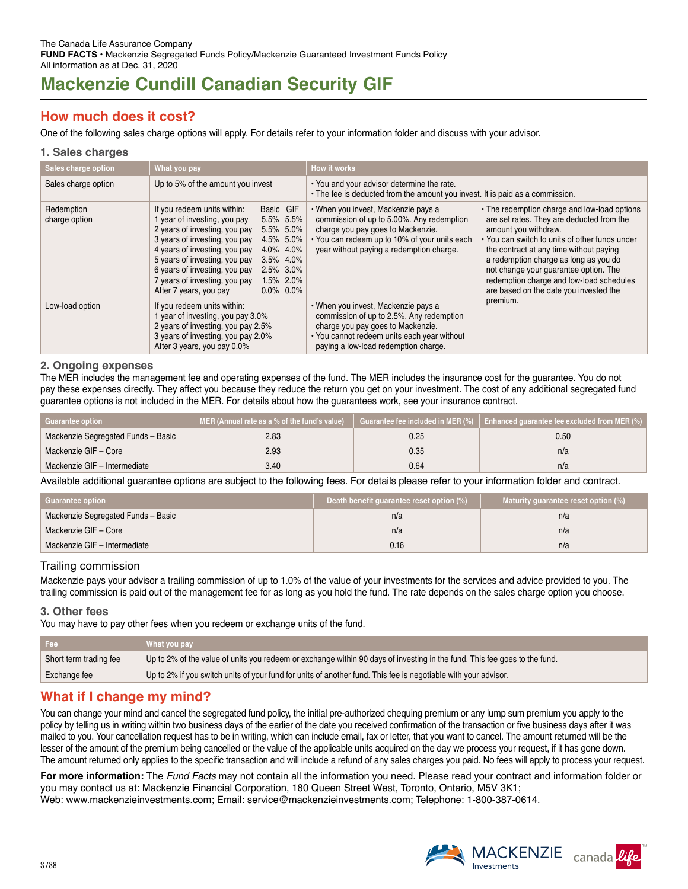The Canada Life Assurance Company
**FUND FACTS** • Mackenzie Segregated Funds Policy/Mackenzie Guaranteed Investment Funds Policy
All information as at Dec. 31, 2020

# Mackenzie Cundill Canadian Security GIF

## How much does it cost?

One of the following sales charge options will apply. For details refer to your information folder and discuss with your advisor.

### 1. Sales charges

| Sales charge option | What you pay | How it works | |
|---|---|---|---|
| Sales charge option | Up to 5% of the amount you invest | • You and your advisor determine the rate.<br>• The fee is deducted from the amount you invest. It is paid as a commission. | |
| Redemption charge option | If you redeem units within: Basic / GIF<br>1 year of investing, you pay 5.5% 5.5%<br>2 years of investing, you pay 5.5% 5.0%<br>3 years of investing, you pay 4.5% 5.0%<br>4 years of investing, you pay 4.0% 4.0%<br>5 years of investing, you pay 3.5% 4.0%<br>6 years of investing, you pay 2.5% 3.0%<br>7 years of investing, you pay 1.5% 2.0%<br>After 7 years, you pay 0.0% 0.0% | • When you invest, Mackenzie pays a commission of up to 5.00%. Any redemption charge you pay goes to Mackenzie.<br>• You can redeem up to 10% of your units each year without paying a redemption charge. | • The redemption charge and low-load options are set rates. They are deducted from the amount you withdraw.<br>• You can switch to units of other funds under the contract at any time without paying a redemption charge as long as you do not change your guarantee option. The redemption charge and low-load schedules are based on the date you invested the premium. |
| Low-load option | If you redeem units within:<br>1 year of investing, you pay 3.0%<br>2 years of investing, you pay 2.5%<br>3 years of investing, you pay 2.0%<br>After 3 years, you pay 0.0% | • When you invest, Mackenzie pays a commission of up to 2.5%. Any redemption charge you pay goes to Mackenzie.<br>• You cannot redeem units each year without paying a low-load redemption charge. | |

### 2. Ongoing expenses

The MER includes the management fee and operating expenses of the fund. The MER includes the insurance cost for the guarantee. You do not pay these expenses directly. They affect you because they reduce the return you get on your investment. The cost of any additional segregated fund guarantee options is not included in the MER. For details about how the guarantees work, see your insurance contract.

| Guarantee option | MER (Annual rate as a % of the fund's value) | Guarantee fee included in MER (%) | Enhanced guarantee fee excluded from MER (%) |
|---|---|---|---|
| Mackenzie Segregated Funds – Basic | 2.83 | 0.25 | 0.50 |
| Mackenzie GIF – Core | 2.93 | 0.35 | n/a |
| Mackenzie GIF – Intermediate | 3.40 | 0.64 | n/a |

Available additional guarantee options are subject to the following fees. For details please refer to your information folder and contract.

| Guarantee option | Death benefit guarantee reset option (%) | Maturity guarantee reset option (%) |
|---|---|---|
| Mackenzie Segregated Funds – Basic | n/a | n/a |
| Mackenzie GIF – Core | n/a | n/a |
| Mackenzie GIF – Intermediate | 0.16 | n/a |

#### Trailing commission

Mackenzie pays your advisor a trailing commission of up to 1.0% of the value of your investments for the services and advice provided to you. The trailing commission is paid out of the management fee for as long as you hold the fund. The rate depends on the sales charge option you choose.

### 3. Other fees

You may have to pay other fees when you redeem or exchange units of the fund.

| Fee | What you pay |
|---|---|
| Short term trading fee | Up to 2% of the value of units you redeem or exchange within 90 days of investing in the fund. This fee goes to the fund. |
| Exchange fee | Up to 2% if you switch units of your fund for units of another fund. This fee is negotiable with your advisor. |

## What if I change my mind?

You can change your mind and cancel the segregated fund policy, the initial pre-authorized chequing premium or any lump sum premium you apply to the policy by telling us in writing within two business days of the earlier of the date you received confirmation of the transaction or five business days after it was mailed to you. Your cancellation request has to be in writing, which can include email, fax or letter, that you want to cancel. The amount returned will be the lesser of the amount of the premium being cancelled or the value of the applicable units acquired on the day we process your request, if it has gone down. The amount returned only applies to the specific transaction and will include a refund of any sales charges you paid. No fees will apply to process your request.

**For more information:** The *Fund Facts* may not contain all the information you need. Please read your contract and information folder or you may contact us at: Mackenzie Financial Corporation, 180 Queen Street West, Toronto, Ontario, M5V 3K1;
Web: www.mackenzieinvestments.com; Email: service@mackenzieinvestments.com; Telephone: 1-800-387-0614.

S788